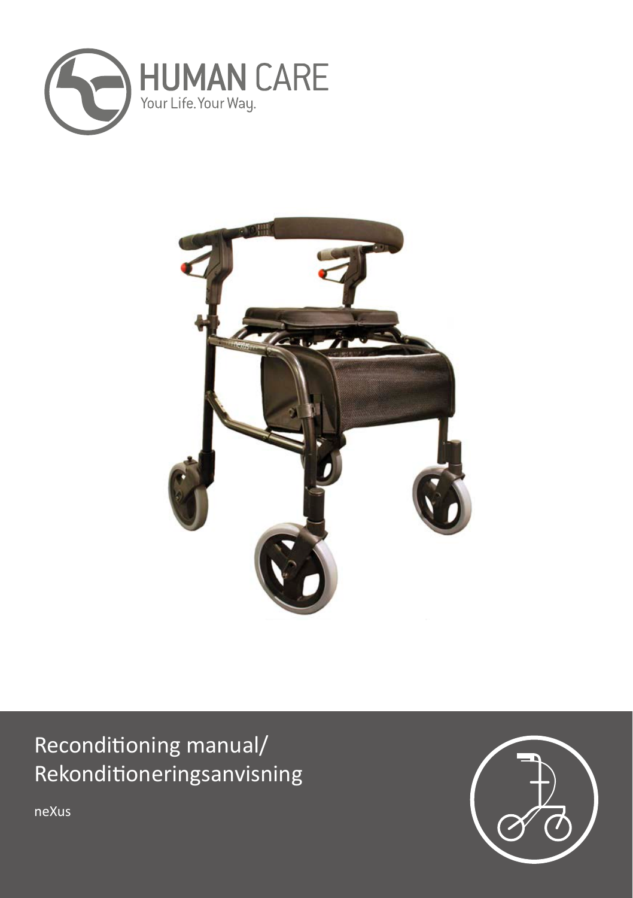HUMAN CARE
Your Life. Your Way.

# Reconditioning manual/ Rekonditioneringsanvisning

neXus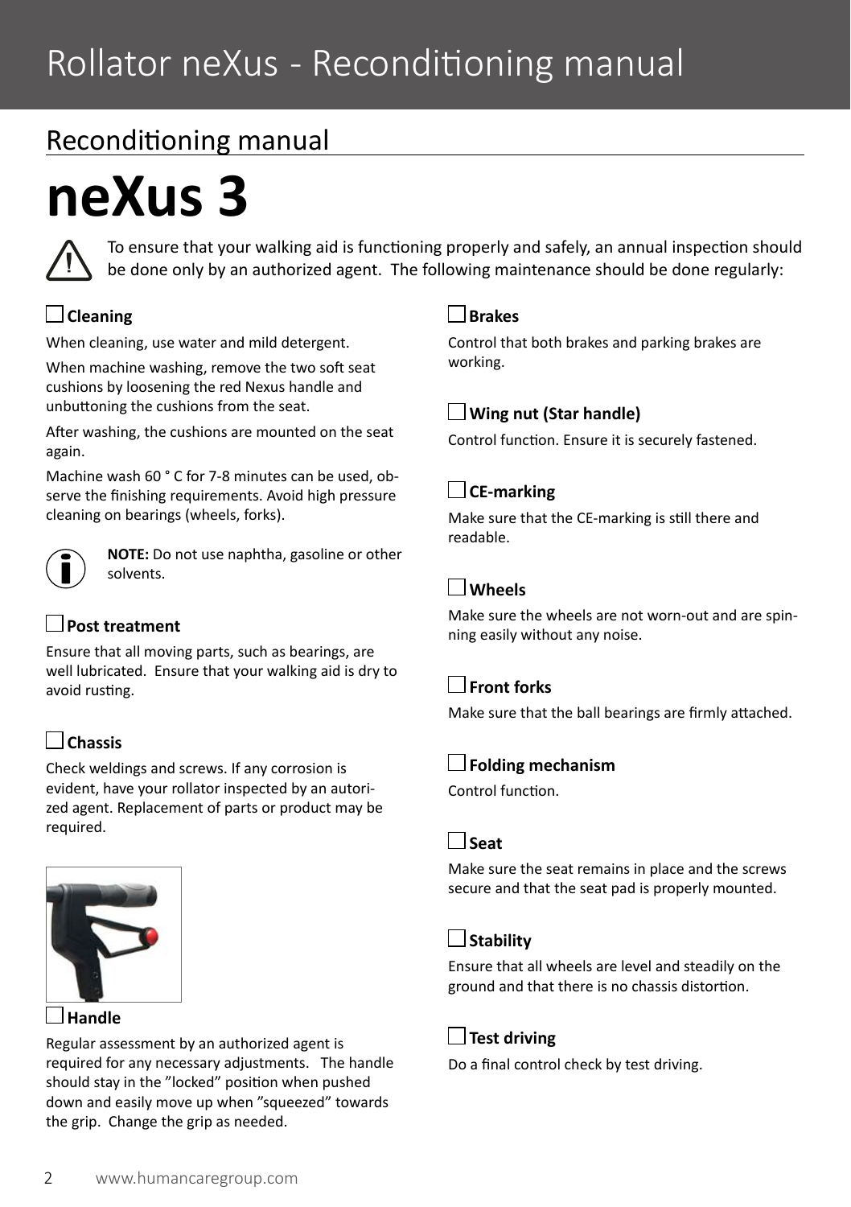## Reconditioning manual

# neXus 3

To ensure that your walking aid is functioning properly and safely, an annual inspection should be done only by an authorized agent. The following maintenance should be done regularly:

☐ **Cleaning**

When cleaning, use water and mild detergent.

When machine washing, remove the two soft seat cushions by loosening the red Nexus handle and unbuttoning the cushions from the seat.

After washing, the cushions are mounted on the seat again.

Machine wash 60 ° C for 7-8 minutes can be used, observe the finishing requirements. Avoid high pressure cleaning on bearings (wheels, forks).

**NOTE:** Do not use naphtha, gasoline or other solvents.

☐ **Post treatment**

Ensure that all moving parts, such as bearings, are well lubricated. Ensure that your walking aid is dry to avoid rusting.

☐ **Chassis**

Check weldings and screws. If any corrosion is evident, have your rollator inspected by an autorized agent. Replacement of parts or product may be required.

☐ **Handle**

Regular assessment by an authorized agent is required for any necessary adjustments. The handle should stay in the "locked" position when pushed down and easily move up when "squeezed" towards the grip. Change the grip as needed.

☐ **Brakes**

Control that both brakes and parking brakes are working.

☐ **Wing nut (Star handle)**

Control function. Ensure it is securely fastened.

☐ **CE-marking**

Make sure that the CE-marking is still there and readable.

☐ **Wheels**

Make sure the wheels are not worn-out and are spinning easily without any noise.

☐ **Front forks**

Make sure that the ball bearings are firmly attached.

☐ **Folding mechanism**

Control function.

☐ **Seat**

Make sure the seat remains in place and the screws secure and that the seat pad is properly mounted.

☐ **Stability**

Ensure that all wheels are level and steadily on the ground and that there is no chassis distortion.

☐ **Test driving**

Do a final control check by test driving.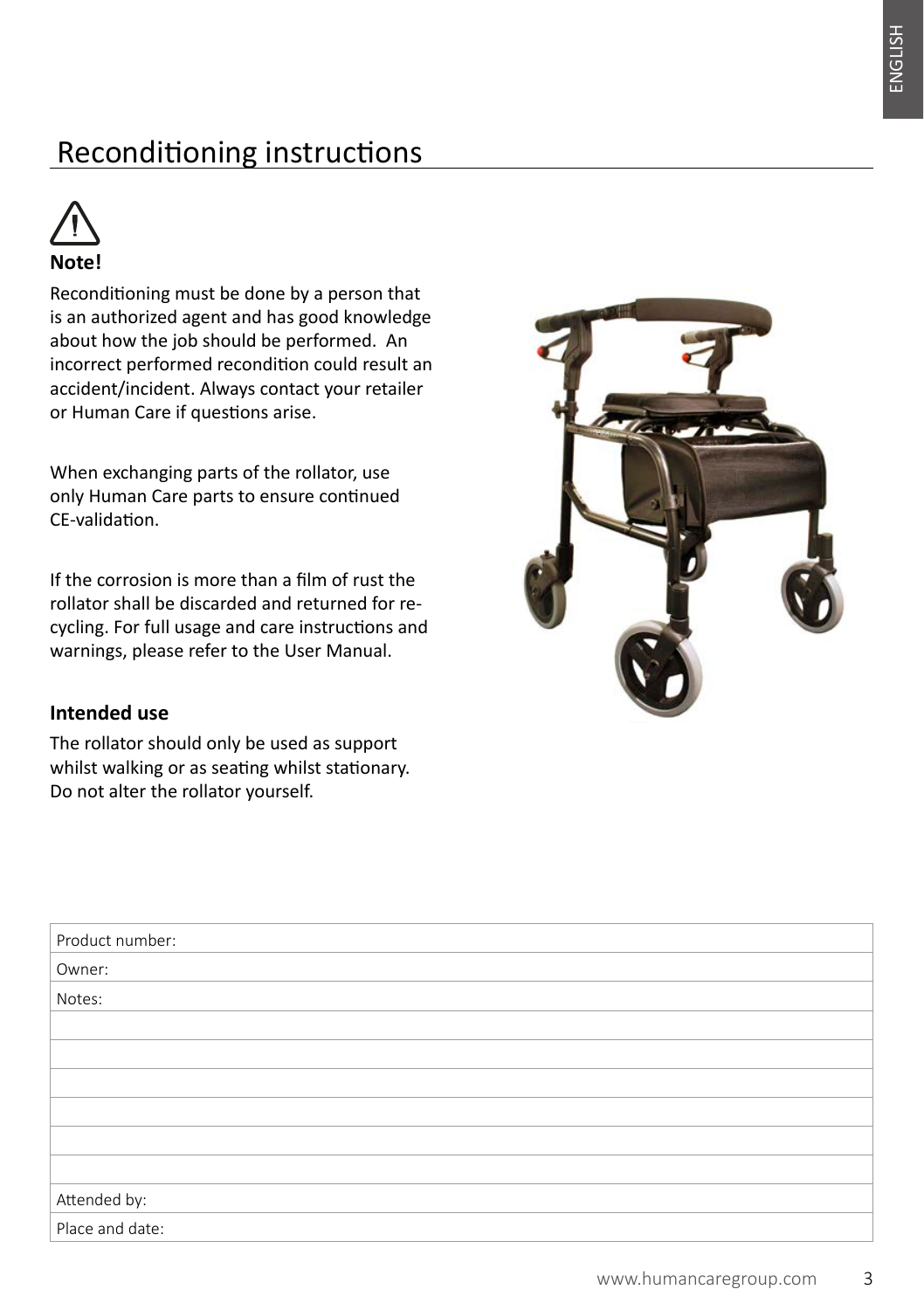# Reconditioning instructions

**Note!**

Reconditioning must be done by a person that is an authorized agent and has good knowledge about how the job should be performed. An incorrect performed recondition could result an accident/incident. Always contact your retailer or Human Care if questions arise.

When exchanging parts of the rollator, use only Human Care parts to ensure continued CE-validation.

If the corrosion is more than a film of rust the rollator shall be discarded and returned for re-cycling. For full usage and care instructions and warnings, please refer to the User Manual.

**Intended use**

The rollator should only be used as support whilst walking or as seating whilst stationary. Do not alter the rollator yourself.

| Product number: |
| --- |
| Owner: |
| Notes: |
| |
| |
| |
| |
| |
| |
| Attended by: |
| Place and date: |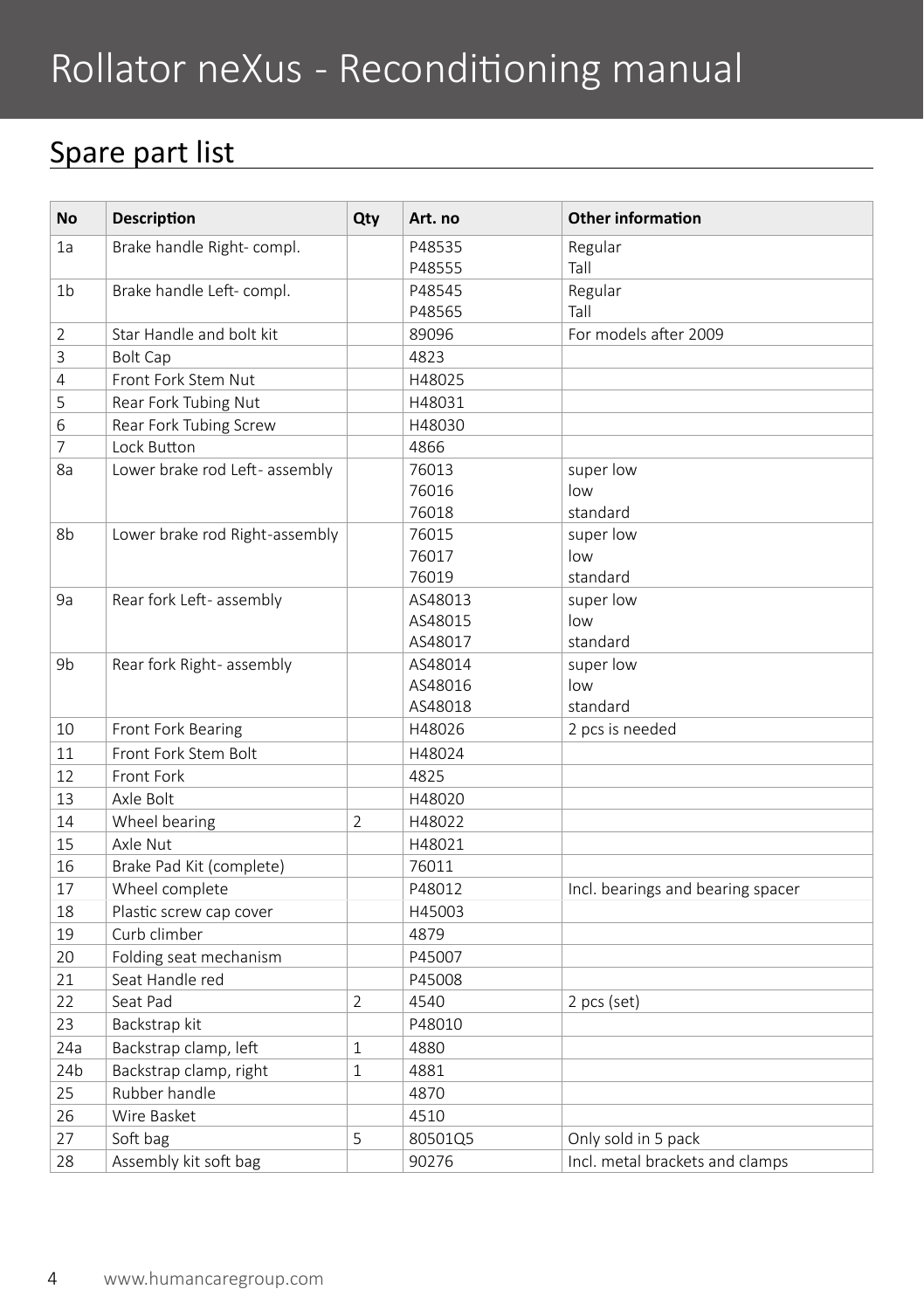# Rollator neXus - Reconditioning manual

## Spare part list

| No | Description | Qty | Art. no | Other information |
|---|---|---|---|---|
| 1a | Brake handle Right- compl. | | P48535<br>P48555 | Regular<br>Tall |
| 1b | Brake handle Left- compl. | | P48545<br>P48565 | Regular<br>Tall |
| 2 | Star Handle and bolt kit | | 89096 | For models after 2009 |
| 3 | Bolt Cap | | 4823 | |
| 4 | Front Fork Stem Nut | | H48025 | |
| 5 | Rear Fork Tubing Nut | | H48031 | |
| 6 | Rear Fork Tubing Screw | | H48030 | |
| 7 | Lock Button | | 4866 | |
| 8a | Lower brake rod Left- assembly | | 76013<br>76016<br>76018 | super low<br>low<br>standard |
| 8b | Lower brake rod Right-assembly | | 76015<br>76017<br>76019 | super low<br>low<br>standard |
| 9a | Rear fork Left- assembly | | AS48013<br>AS48015<br>AS48017 | super low<br>low<br>standard |
| 9b | Rear fork Right- assembly | | AS48014<br>AS48016<br>AS48018 | super low<br>low<br>standard |
| 10 | Front Fork Bearing | | H48026 | 2 pcs is needed |
| 11 | Front Fork Stem Bolt | | H48024 | |
| 12 | Front Fork | | 4825 | |
| 13 | Axle Bolt | | H48020 | |
| 14 | Wheel bearing | 2 | H48022 | |
| 15 | Axle Nut | | H48021 | |
| 16 | Brake Pad Kit (complete) | | 76011 | |
| 17 | Wheel complete | | P48012 | Incl. bearings and bearing spacer |
| 18 | Plastic screw cap cover | | H45003 | |
| 19 | Curb climber | | 4879 | |
| 20 | Folding seat mechanism | | P45007 | |
| 21 | Seat Handle red | | P45008 | |
| 22 | Seat Pad | 2 | 4540 | 2 pcs (set) |
| 23 | Backstrap kit | | P48010 | |
| 24a | Backstrap clamp, left | 1 | 4880 | |
| 24b | Backstrap clamp, right | 1 | 4881 | |
| 25 | Rubber handle | | 4870 | |
| 26 | Wire Basket | | 4510 | |
| 27 | Soft bag | 5 | 80501Q5 | Only sold in 5 pack |
| 28 | Assembly kit soft bag | | 90276 | Incl. metal brackets and clamps |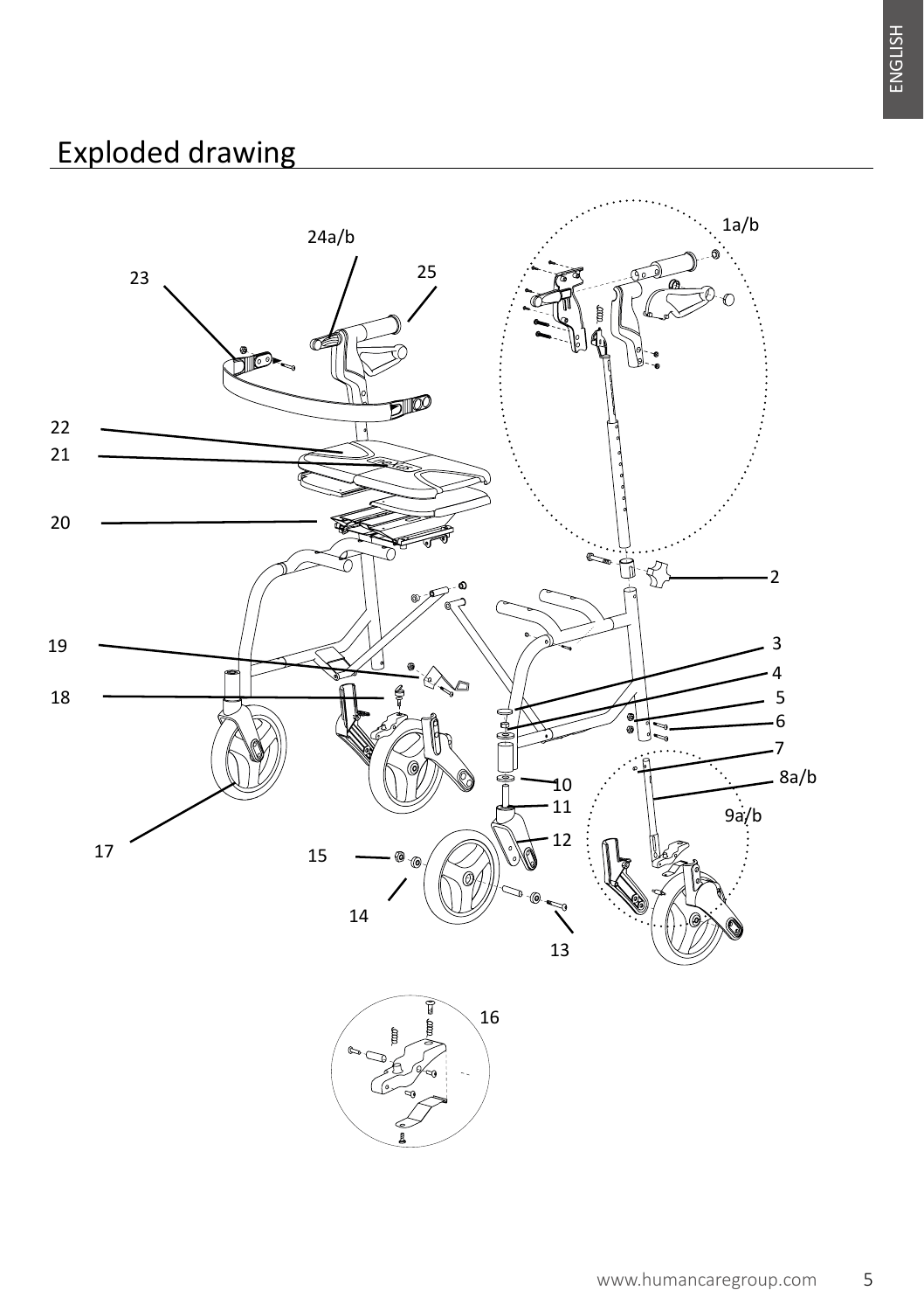# Exploded drawing

24a/b

23

25

1a/b

22

21

20

2

19

3

4

18

5

6

7

10

8a/b

11

9a/b

12

17

15

14

13

16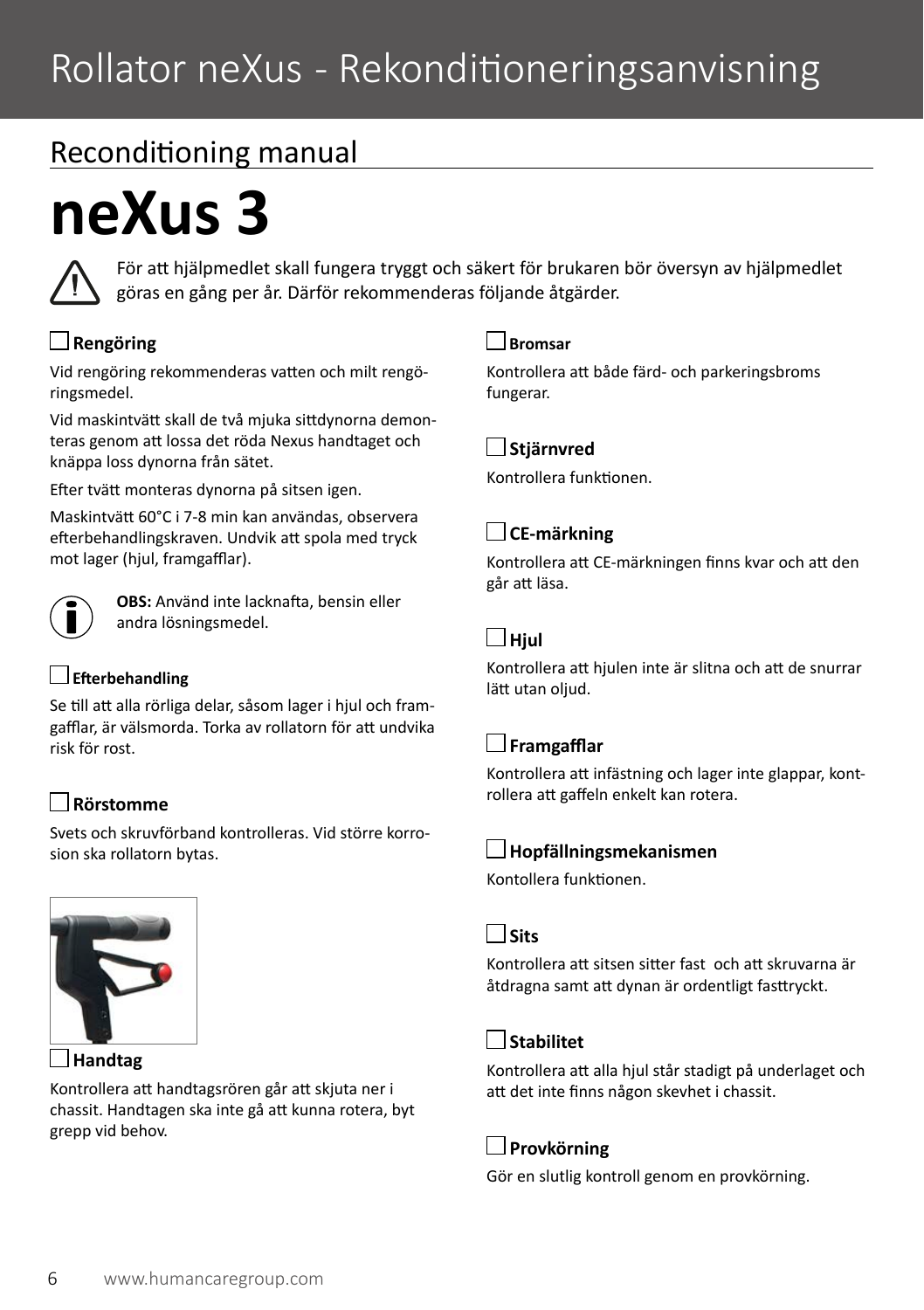# Rollator neXus - Rekonditioneringsanvisning

## Reconditioning manual

# neXus 3

För att hjälpmedlet skall fungera tryggt och säkert för brukaren bör översyn av hjälpmedlet göras en gång per år. Därför rekommenderas följande åtgärder.

### ☐ Rengöring

Vid rengöring rekommenderas vatten och milt rengöringsmedel.

Vid maskintvätt skall de två mjuka sittdynorna demonteras genom att lossa det röda Nexus handtaget och knäppa loss dynorna från sätet.

Efter tvätt monteras dynorna på sitsen igen.

Maskintvätt 60°C i 7-8 min kan användas, observera efterbehandlingskraven. Undvik att spola med tryck mot lager (hjul, framgafflar).

**OBS:** Använd inte lacknafta, bensin eller andra lösningsmedel.

### ☐ Efterbehandling

Se till att alla rörliga delar, såsom lager i hjul och framgafflar, är välsmorda. Torka av rollatorn för att undvika risk för rost.

### ☐ Rörstomme

Svets och skruvförband kontrolleras. Vid större korrosion ska rollatorn bytas.

### ☐ Handtag

Kontrollera att handtagsrören går att skjuta ner i chassit. Handtagen ska inte gå att kunna rotera, byt grepp vid behov.

### ☐ Bromsar

Kontrollera att både färd- och parkeringsbroms fungerar.

### ☐ Stjärnvred

Kontrollera funktionen.

### ☐ CE-märkning

Kontrollera att CE-märkningen finns kvar och att den går att läsa.

### ☐ Hjul

Kontrollera att hjulen inte är slitna och att de snurrar lätt utan oljud.

### ☐ Framgafflar

Kontrollera att infästning och lager inte glappar, kontrollera att gaffeln enkelt kan rotera.

### ☐ Hopfällningsmekanismen

Kontollera funktionen.

### ☐ Sits

Kontrollera att sitsen sitter fast och att skruvarna är åtdragna samt att dynan är ordentligt fasttryckt.

### ☐ Stabilitet

Kontrollera att alla hjul står stadigt på underlaget och att det inte finns någon skevhet i chassit.

### ☐ Provkörning

Gör en slutlig kontroll genom en provkörning.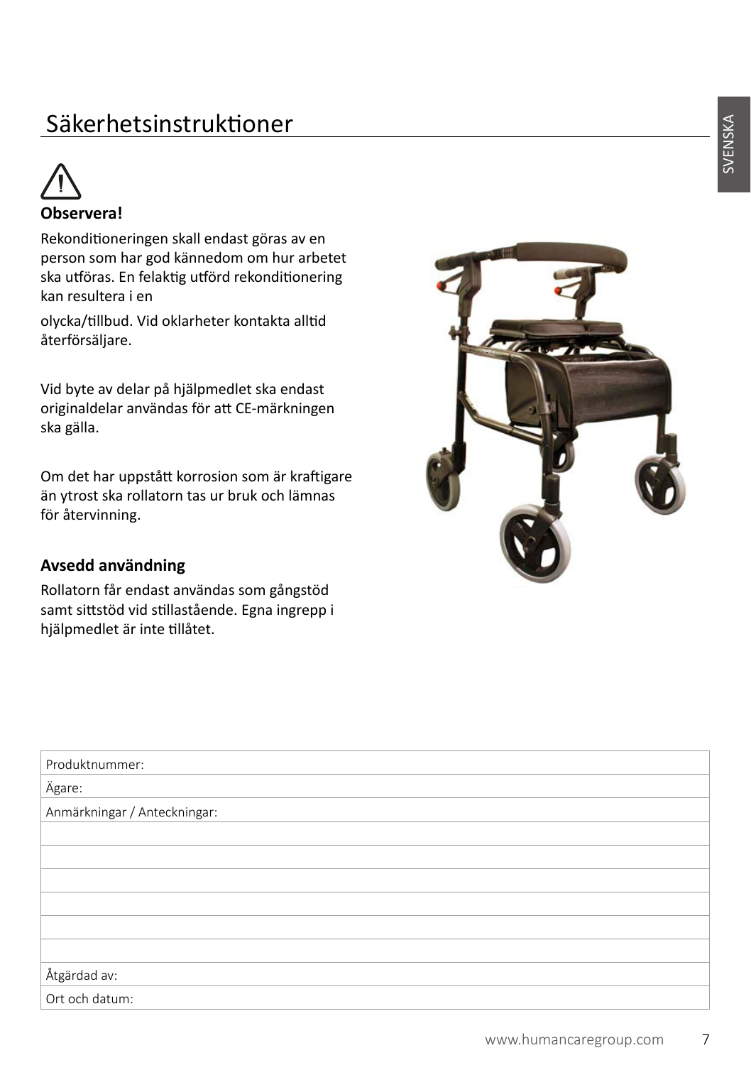# Säkerhetsinstruktioner

⚠

**Observera!**

Rekonditioneringen skall endast göras av en person som har god kännedom om hur arbetet ska utföras. En felaktig utförd rekonditionering kan resultera i en

olycka/tillbud. Vid oklarheter kontakta alltid återförsäljare.

Vid byte av delar på hjälpmedlet ska endast originaldelar användas för att CE-märkningen ska gälla.

Om det har uppstått korrosion som är kraftigare än ytrost ska rollatorn tas ur bruk och lämnas för återvinning.

### Avsedd användning

Rollatorn får endast användas som gångstöd samt sittstöd vid stillastående. Egna ingrepp i hjälpmedlet är inte tillåtet.

| Produktnummer: |
|---|
| Ägare: |
| Anmärkningar / Anteckningar: |
| |
| |
| |
| |
| |
| |
| Åtgärdad av: |
| Ort och datum: |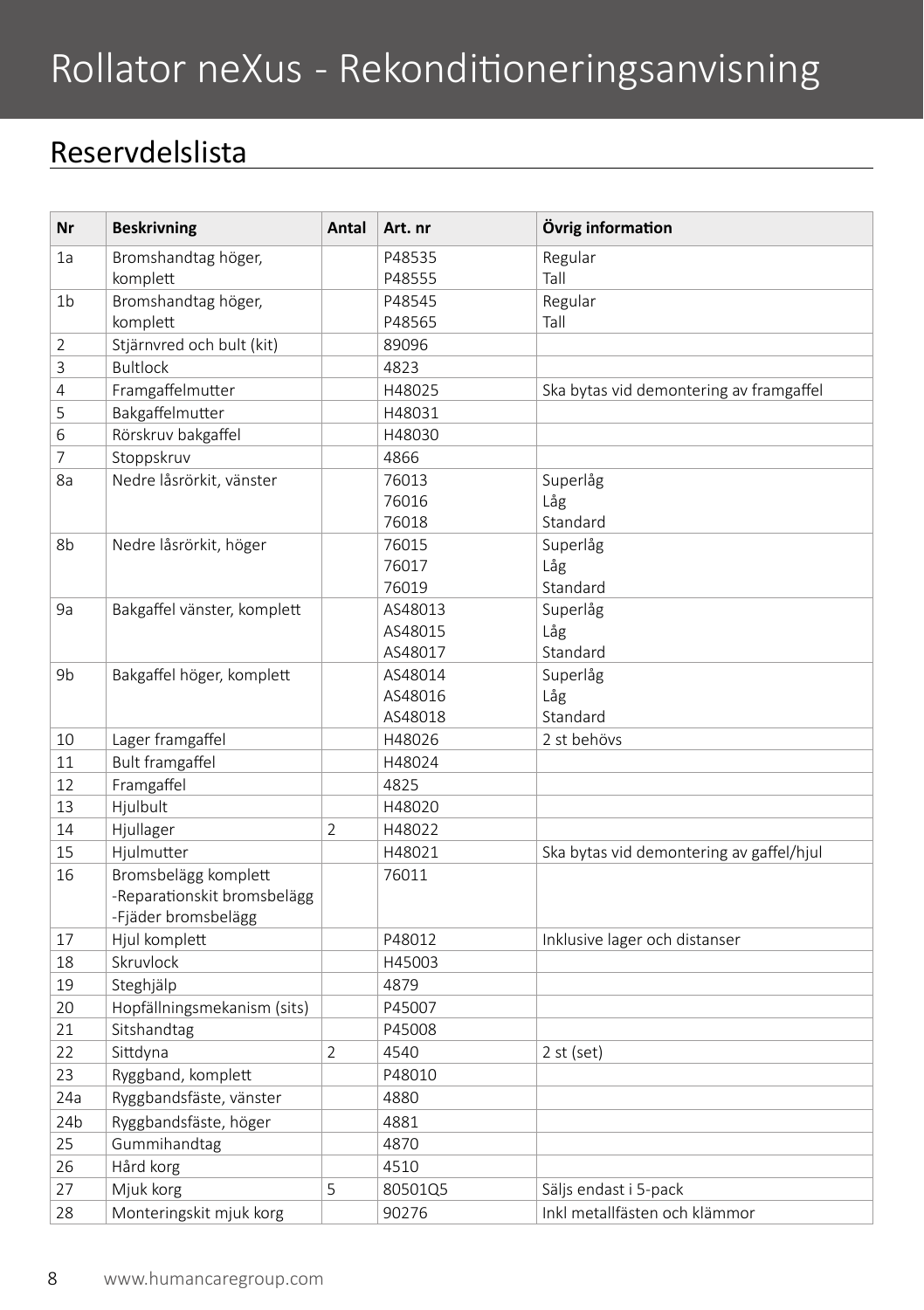// Rollator neXus - Rekonditioneringsanvisning

## Reservdelslista

| Nr | Beskrivning | Antal | Art. nr | Övrig information |
|---|---|---|---|---|
| 1a | Bromshandtag höger, komplett | | P48535<br>P48555 | Regular<br>Tall |
| 1b | Bromshandtag höger, komplett | | P48545<br>P48565 | Regular<br>Tall |
| 2 | Stjärnvred och bult (kit) | | 89096 | |
| 3 | Bultlock | | 4823 | |
| 4 | Framgaffelmutter | | H48025 | Ska bytas vid demontering av framgaffel |
| 5 | Bakgaffelmutter | | H48031 | |
| 6 | Rörskruv bakgaffel | | H48030 | |
| 7 | Stoppskruv | | 4866 | |
| 8a | Nedre låsrörkit, vänster | | 76013<br>76016<br>76018 | Superlåg<br>Låg<br>Standard |
| 8b | Nedre låsrörkit, höger | | 76015<br>76017<br>76019 | Superlåg<br>Låg<br>Standard |
| 9a | Bakgaffel vänster, komplett | | AS48013<br>AS48015<br>AS48017 | Superlåg<br>Låg<br>Standard |
| 9b | Bakgaffel höger, komplett | | AS48014<br>AS48016<br>AS48018 | Superlåg<br>Låg<br>Standard |
| 10 | Lager framgaffel | | H48026 | 2 st behövs |
| 11 | Bult framgaffel | | H48024 | |
| 12 | Framgaffel | | 4825 | |
| 13 | Hjulbult | | H48020 | |
| 14 | Hjullager | 2 | H48022 | |
| 15 | Hjulmutter | | H48021 | Ska bytas vid demontering av gaffel/hjul |
| 16 | Bromsbelägg komplett<br>-Reparationskit bromsbelägg<br>-Fjäder bromsbelägg | | 76011 | |
| 17 | Hjul komplett | | P48012 | Inklusive lager och distanser |
| 18 | Skruvlock | | H45003 | |
| 19 | Steghjälp | | 4879 | |
| 20 | Hopfällningsmekanism (sits) | | P45007 | |
| 21 | Sitshandtag | | P45008 | |
| 22 | Sittdyna | 2 | 4540 | 2 st (set) |
| 23 | Ryggband, komplett | | P48010 | |
| 24a | Ryggbandsfäste, vänster | | 4880 | |
| 24b | Ryggbandsfäste, höger | | 4881 | |
| 25 | Gummihandtag | | 4870 | |
| 26 | Hård korg | | 4510 | |
| 27 | Mjuk korg | 5 | 80501Q5 | Säljs endast i 5-pack |
| 28 | Monteringskit mjuk korg | | 90276 | Inkl metallfästen och klämmor |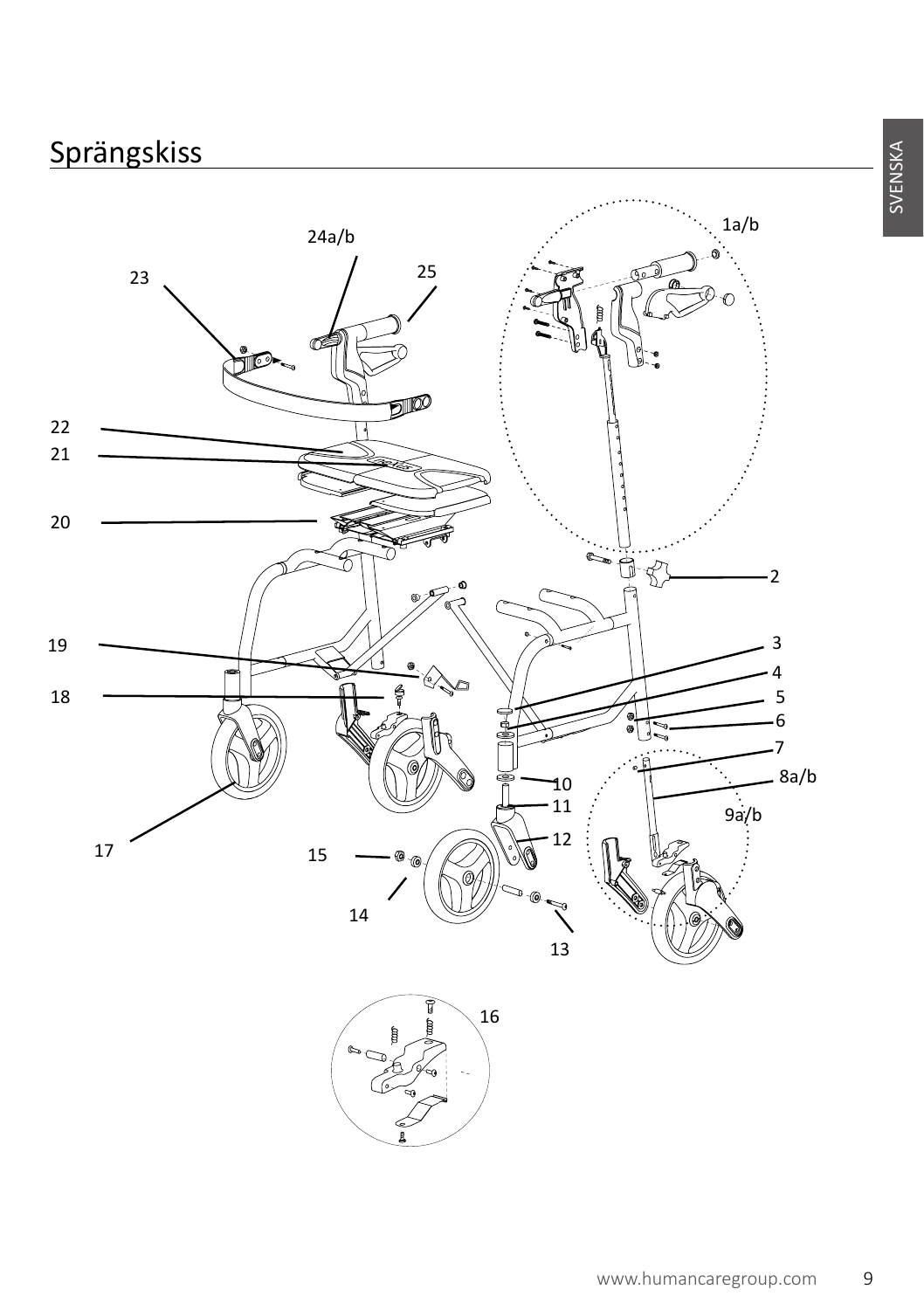# Sprängskiss

1a/b

24a/b

23

25

22

21

20

2

19

3

4

18

5

6

7

8a/b

10

11

9a/b

12

17

15

14

13

16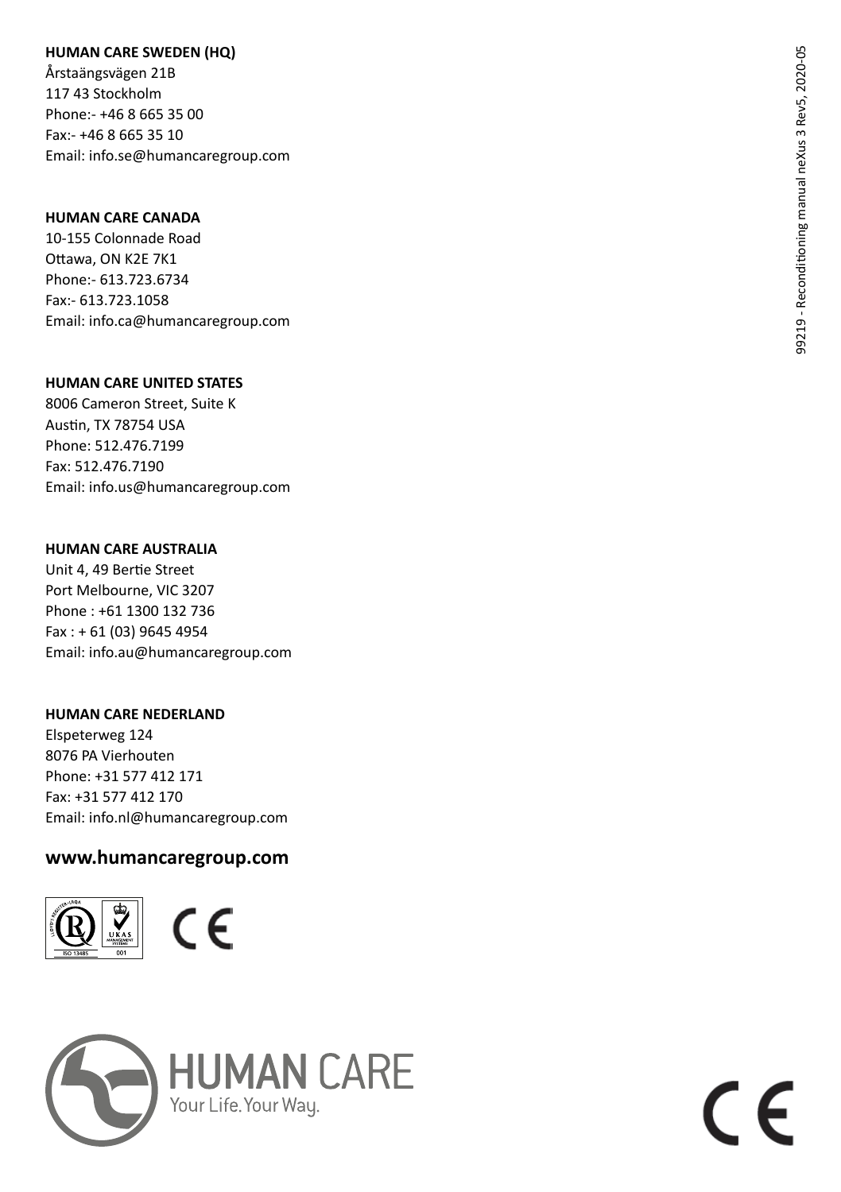**HUMAN CARE SWEDEN (HQ)**
Årstaängsvägen 21B
117 43 Stockholm
Phone:- +46 8 665 35 00
Fax:- +46 8 665 35 10
Email: info.se@humancaregroup.com

**HUMAN CARE CANADA**
10-155 Colonnade Road
Ottawa, ON K2E 7K1
Phone:- 613.723.6734
Fax:- 613.723.1058
Email: info.ca@humancaregroup.com

**HUMAN CARE UNITED STATES**
8006 Cameron Street, Suite K
Austin, TX 78754 USA
Phone: 512.476.7199
Fax: 512.476.7190
Email: info.us@humancaregroup.com

**HUMAN CARE AUSTRALIA**
Unit 4, 49 Bertie Street
Port Melbourne, VIC 3207
Phone : +61 1300 132 736
Fax : + 61 (03) 9645 4954
Email: info.au@humancaregroup.com

**HUMAN CARE NEDERLAND**
Elspeterweg 124
8076 PA Vierhouten
Phone: +31 577 412 171
Fax: +31 577 412 170
Email: info.nl@humancaregroup.com

**www.humancaregroup.com**

ISO 13485 001

CE

HUMAN CARE
Your Life. Your Way.

CE

99219 - Reconditioning manual neXus 3 Rev5, 2020-05